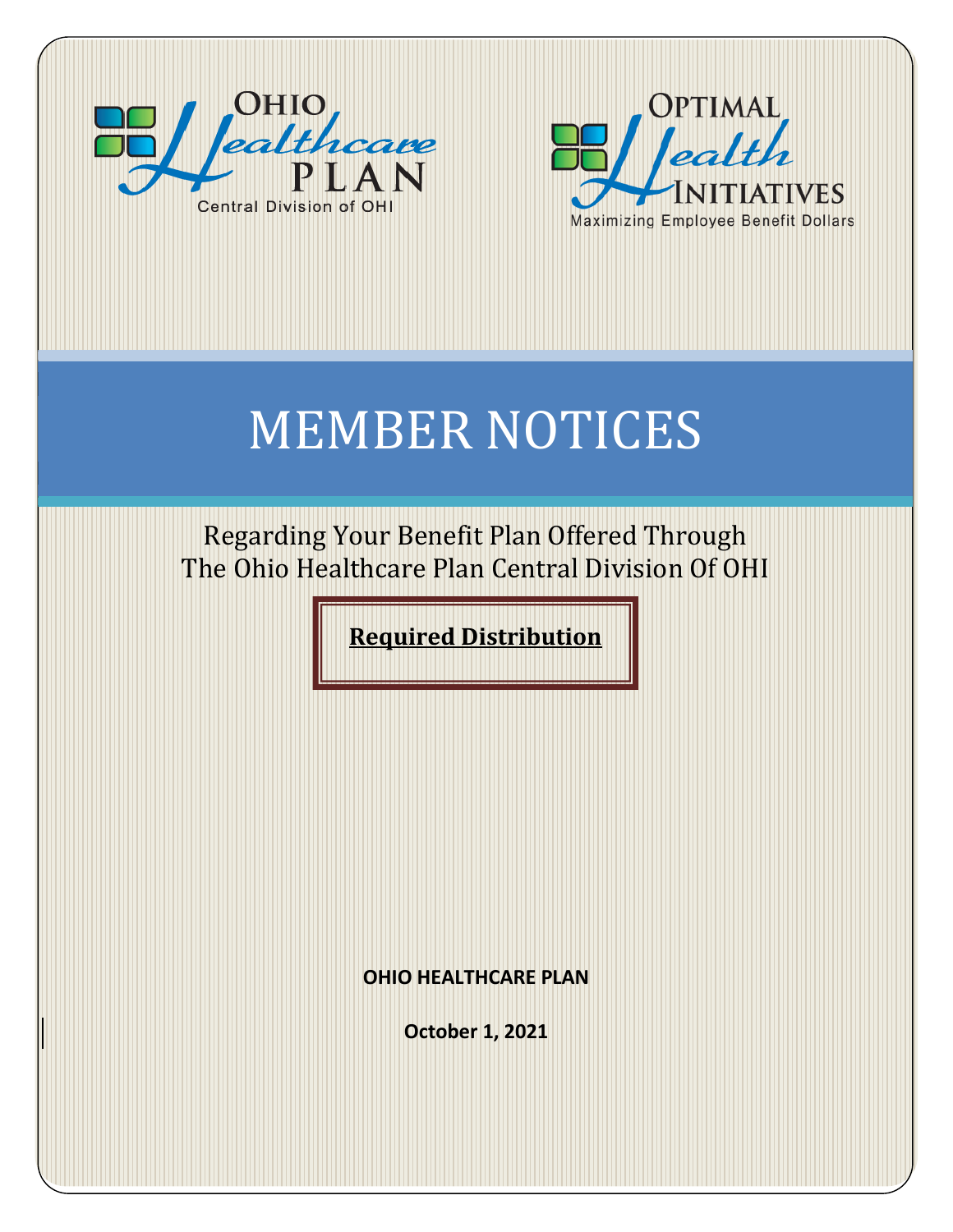Ohio Healthcare Plan

Central Division of OHI

Optimal Health Initiatives

Maximizing Employee Benefit Dollars

# MEMBER NOTICES

Regarding Your Benefit Plan Offered Through
The Ohio Healthcare Plan Central Division Of OHI

**Required Distribution**

**OHIO HEALTHCARE PLAN**

**October 1, 2021**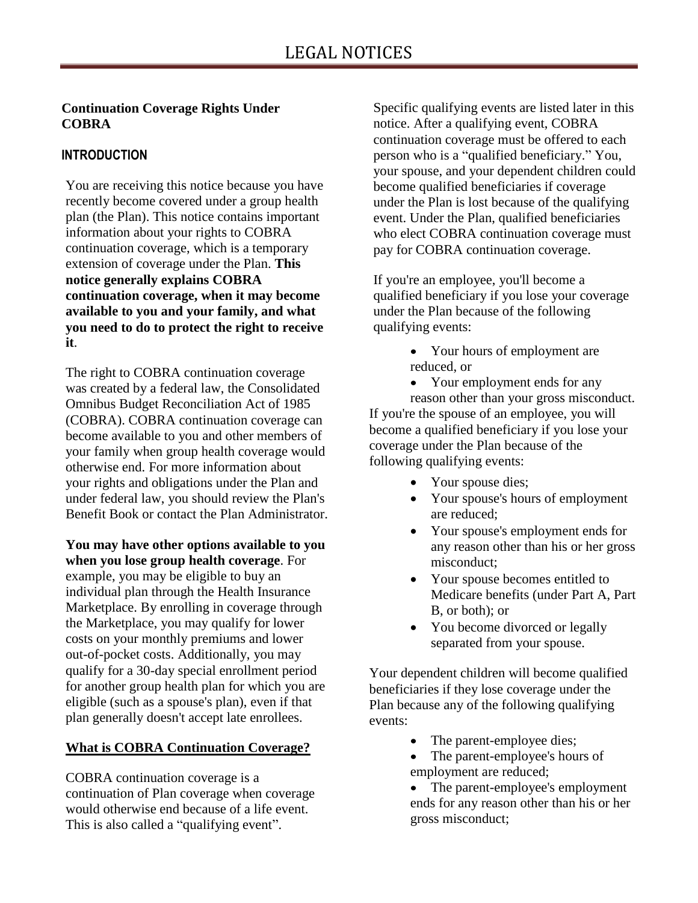# LEGAL NOTICES

**Continuation Coverage Rights Under COBRA**

## INTRODUCTION

You are receiving this notice because you have recently become covered under a group health plan (the Plan). This notice contains important information about your rights to COBRA continuation coverage, which is a temporary extension of coverage under the Plan. **This notice generally explains COBRA continuation coverage, when it may become available to you and your family, and what you need to do to protect the right to receive it**.

The right to COBRA continuation coverage was created by a federal law, the Consolidated Omnibus Budget Reconciliation Act of 1985 (COBRA). COBRA continuation coverage can become available to you and other members of your family when group health coverage would otherwise end. For more information about your rights and obligations under the Plan and under federal law, you should review the Plan's Benefit Book or contact the Plan Administrator.

**You may have other options available to you when you lose group health coverage**. For example, you may be eligible to buy an individual plan through the Health Insurance Marketplace. By enrolling in coverage through the Marketplace, you may qualify for lower costs on your monthly premiums and lower out-of-pocket costs. Additionally, you may qualify for a 30-day special enrollment period for another group health plan for which you are eligible (such as a spouse's plan), even if that plan generally doesn't accept late enrollees.

**What is COBRA Continuation Coverage?**

COBRA continuation coverage is a continuation of Plan coverage when coverage would otherwise end because of a life event. This is also called a "qualifying event".

Specific qualifying events are listed later in this notice. After a qualifying event, COBRA continuation coverage must be offered to each person who is a "qualified beneficiary." You, your spouse, and your dependent children could become qualified beneficiaries if coverage under the Plan is lost because of the qualifying event. Under the Plan, qualified beneficiaries who elect COBRA continuation coverage must pay for COBRA continuation coverage.

If you're an employee, you'll become a qualified beneficiary if you lose your coverage under the Plan because of the following qualifying events:

- Your hours of employment are reduced, or
- Your employment ends for any reason other than your gross misconduct.

If you're the spouse of an employee, you will become a qualified beneficiary if you lose your coverage under the Plan because of the following qualifying events:

- Your spouse dies;
- Your spouse's hours of employment are reduced;
- Your spouse's employment ends for any reason other than his or her gross misconduct;
- Your spouse becomes entitled to Medicare benefits (under Part A, Part B, or both); or
- You become divorced or legally separated from your spouse.

Your dependent children will become qualified beneficiaries if they lose coverage under the Plan because any of the following qualifying events:

- The parent-employee dies;
- The parent-employee's hours of employment are reduced;
- The parent-employee's employment ends for any reason other than his or her gross misconduct;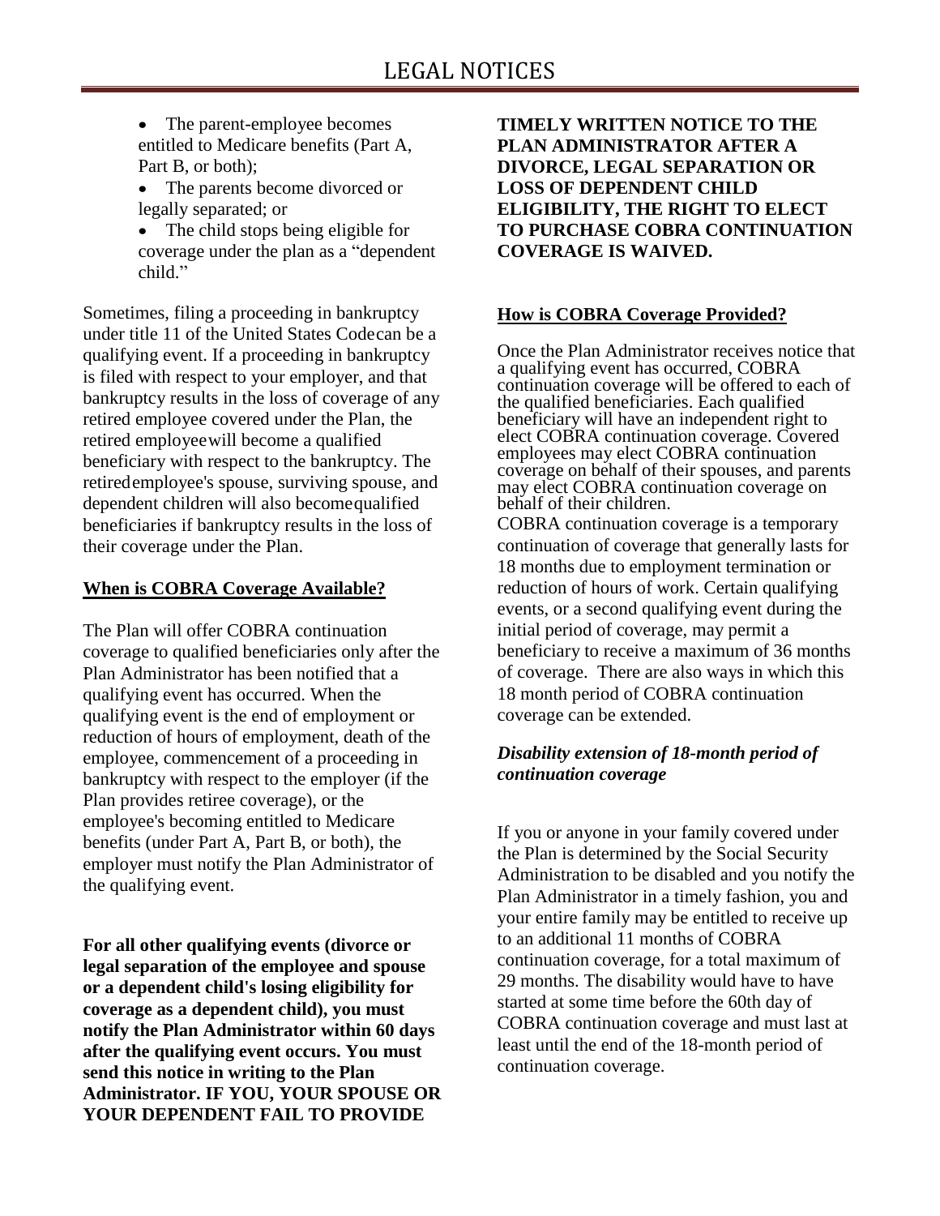- The parent-employee becomes entitled to Medicare benefits (Part A, Part B, or both);
- The parents become divorced or legally separated; or
- The child stops being eligible for coverage under the plan as a "dependent child."

Sometimes, filing a proceeding in bankruptcy under title 11 of the United States Codecan be a qualifying event. If a proceeding in bankruptcy is filed with respect to your employer, and that bankruptcy results in the loss of coverage of any retired employee covered under the Plan, the retired employeewill become a qualified beneficiary with respect to the bankruptcy. The retiredemployee's spouse, surviving spouse, and dependent children will also becomequalified beneficiaries if bankruptcy results in the loss of their coverage under the Plan.

**When is COBRA Coverage Available?**

The Plan will offer COBRA continuation coverage to qualified beneficiaries only after the Plan Administrator has been notified that a qualifying event has occurred. When the qualifying event is the end of employment or reduction of hours of employment, death of the employee, commencement of a proceeding in bankruptcy with respect to the employer (if the Plan provides retiree coverage), or the employee's becoming entitled to Medicare benefits (under Part A, Part B, or both), the employer must notify the Plan Administrator of the qualifying event.

**For all other qualifying events (divorce or legal separation of the employee and spouse or a dependent child's losing eligibility for coverage as a dependent child), you must notify the Plan Administrator within 60 days after the qualifying event occurs. You must send this notice in writing to the Plan Administrator. IF YOU, YOUR SPOUSE OR YOUR DEPENDENT FAIL TO PROVIDE TIMELY WRITTEN NOTICE TO THE PLAN ADMINISTRATOR AFTER A DIVORCE, LEGAL SEPARATION OR LOSS OF DEPENDENT CHILD ELIGIBILITY, THE RIGHT TO ELECT TO PURCHASE COBRA CONTINUATION COVERAGE IS WAIVED.**

**How is COBRA Coverage Provided?**

Once the Plan Administrator receives notice that a qualifying event has occurred, COBRA continuation coverage will be offered to each of the qualified beneficiaries. Each qualified beneficiary will have an independent right to elect COBRA continuation coverage. Covered employees may elect COBRA continuation coverage on behalf of their spouses, and parents may elect COBRA continuation coverage on behalf of their children.

COBRA continuation coverage is a temporary continuation of coverage that generally lasts for 18 months due to employment termination or reduction of hours of work. Certain qualifying events, or a second qualifying event during the initial period of coverage, may permit a beneficiary to receive a maximum of 36 months of coverage. There are also ways in which this 18 month period of COBRA continuation coverage can be extended.

***Disability extension of 18-month period of continuation coverage***

If you or anyone in your family covered under the Plan is determined by the Social Security Administration to be disabled and you notify the Plan Administrator in a timely fashion, you and your entire family may be entitled to receive up to an additional 11 months of COBRA continuation coverage, for a total maximum of 29 months. The disability would have to have started at some time before the 60th day of COBRA continuation coverage and must last at least until the end of the 18-month period of continuation coverage.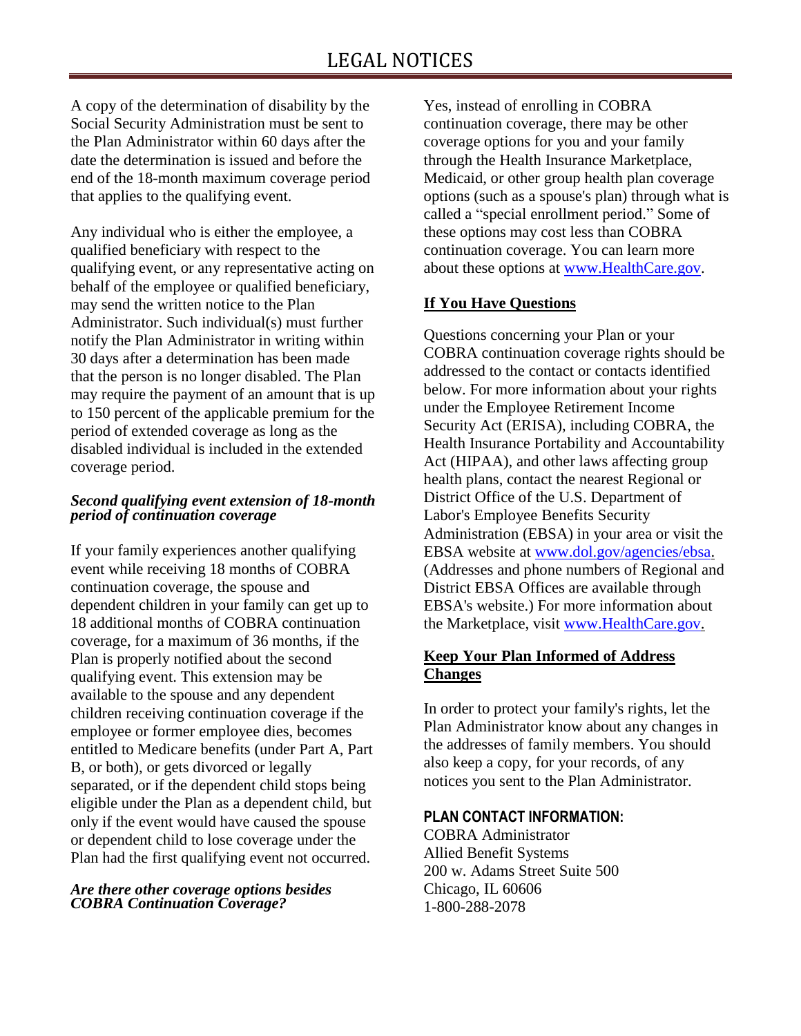A copy of the determination of disability by the Social Security Administration must be sent to the Plan Administrator within 60 days after the date the determination is issued and before the end of the 18-month maximum coverage period that applies to the qualifying event.

Any individual who is either the employee, a qualified beneficiary with respect to the qualifying event, or any representative acting on behalf of the employee or qualified beneficiary, may send the written notice to the Plan Administrator. Such individual(s) must further notify the Plan Administrator in writing within 30 days after a determination has been made that the person is no longer disabled. The Plan may require the payment of an amount that is up to 150 percent of the applicable premium for the period of extended coverage as long as the disabled individual is included in the extended coverage period.

***Second qualifying event extension of 18-month period of continuation coverage***

If your family experiences another qualifying event while receiving 18 months of COBRA continuation coverage, the spouse and dependent children in your family can get up to 18 additional months of COBRA continuation coverage, for a maximum of 36 months, if the Plan is properly notified about the second qualifying event. This extension may be available to the spouse and any dependent children receiving continuation coverage if the employee or former employee dies, becomes entitled to Medicare benefits (under Part A, Part B, or both), or gets divorced or legally separated, or if the dependent child stops being eligible under the Plan as a dependent child, but only if the event would have caused the spouse or dependent child to lose coverage under the Plan had the first qualifying event not occurred.

***Are there other coverage options besides COBRA Continuation Coverage?***

Yes, instead of enrolling in COBRA continuation coverage, there may be other coverage options for you and your family through the Health Insurance Marketplace, Medicaid, or other group health plan coverage options (such as a spouse's plan) through what is called a "special enrollment period." Some of these options may cost less than COBRA continuation coverage. You can learn more about these options at www.HealthCare.gov.

**If You Have Questions**

Questions concerning your Plan or your COBRA continuation coverage rights should be addressed to the contact or contacts identified below. For more information about your rights under the Employee Retirement Income Security Act (ERISA), including COBRA, the Health Insurance Portability and Accountability Act (HIPAA), and other laws affecting group health plans, contact the nearest Regional or District Office of the U.S. Department of Labor's Employee Benefits Security Administration (EBSA) in your area or visit the EBSA website at www.dol.gov/agencies/ebsa. (Addresses and phone numbers of Regional and District EBSA Offices are available through EBSA's website.) For more information about the Marketplace, visit www.HealthCare.gov.

**Keep Your Plan Informed of Address Changes**

In order to protect your family's rights, let the Plan Administrator know about any changes in the addresses of family members. You should also keep a copy, for your records, of any notices you sent to the Plan Administrator.

**PLAN CONTACT INFORMATION:**

COBRA Administrator
Allied Benefit Systems
200 w. Adams Street Suite 500
Chicago, IL 60606
1-800-288-2078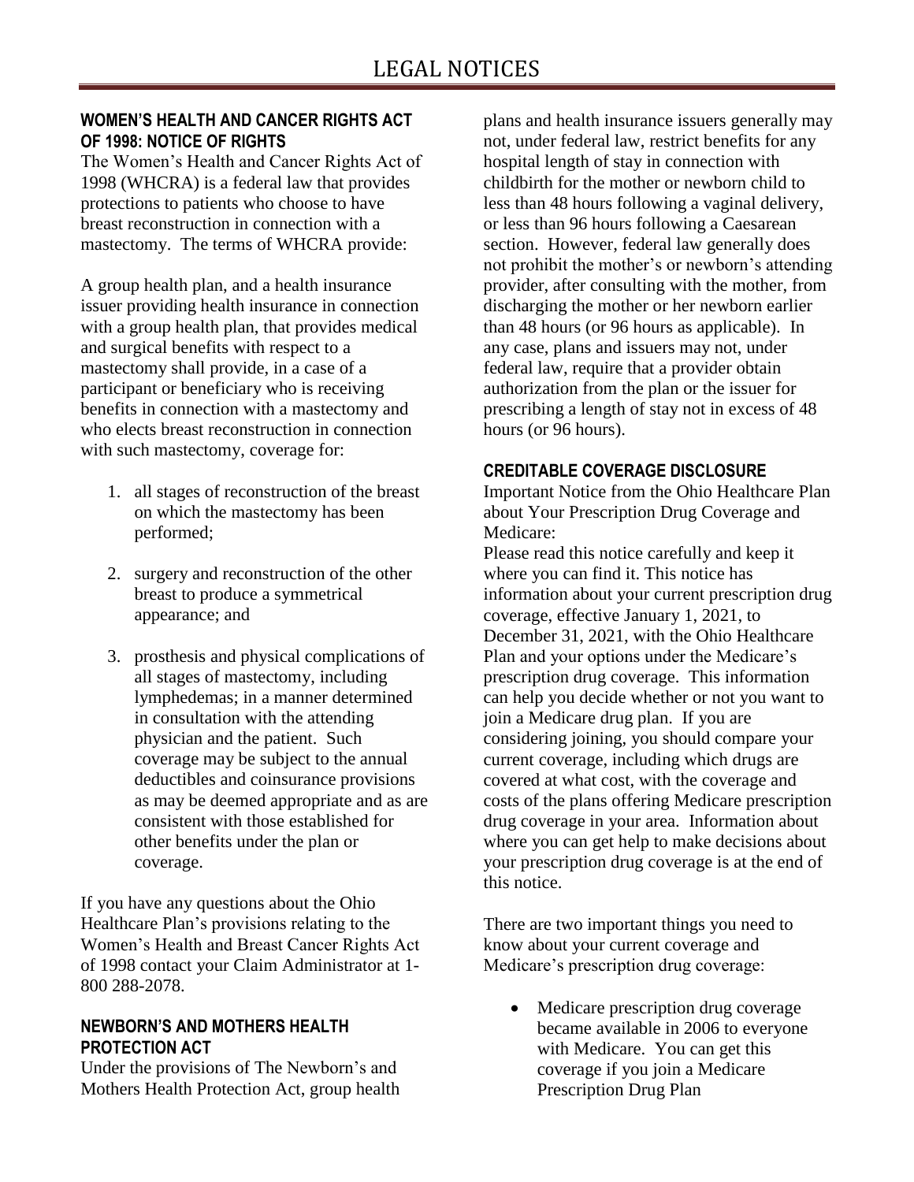# LEGAL NOTICES

## WOMEN'S HEALTH AND CANCER RIGHTS ACT OF 1998: NOTICE OF RIGHTS

The Women's Health and Cancer Rights Act of 1998 (WHCRA) is a federal law that provides protections to patients who choose to have breast reconstruction in connection with a mastectomy. The terms of WHCRA provide:

A group health plan, and a health insurance issuer providing health insurance in connection with a group health plan, that provides medical and surgical benefits with respect to a mastectomy shall provide, in a case of a participant or beneficiary who is receiving benefits in connection with a mastectomy and who elects breast reconstruction in connection with such mastectomy, coverage for:

1. all stages of reconstruction of the breast on which the mastectomy has been performed;
2. surgery and reconstruction of the other breast to produce a symmetrical appearance; and
3. prosthesis and physical complications of all stages of mastectomy, including lymphedemas; in a manner determined in consultation with the attending physician and the patient. Such coverage may be subject to the annual deductibles and coinsurance provisions as may be deemed appropriate and as are consistent with those established for other benefits under the plan or coverage.

If you have any questions about the Ohio Healthcare Plan's provisions relating to the Women's Health and Breast Cancer Rights Act of 1998 contact your Claim Administrator at 1-800 288-2078.

## NEWBORN'S AND MOTHERS HEALTH PROTECTION ACT

Under the provisions of The Newborn's and Mothers Health Protection Act, group health plans and health insurance issuers generally may not, under federal law, restrict benefits for any hospital length of stay in connection with childbirth for the mother or newborn child to less than 48 hours following a vaginal delivery, or less than 96 hours following a Caesarean section. However, federal law generally does not prohibit the mother's or newborn's attending provider, after consulting with the mother, from discharging the mother or her newborn earlier than 48 hours (or 96 hours as applicable). In any case, plans and issuers may not, under federal law, require that a provider obtain authorization from the plan or the issuer for prescribing a length of stay not in excess of 48 hours (or 96 hours).

## CREDITABLE COVERAGE DISCLOSURE

Important Notice from the Ohio Healthcare Plan about Your Prescription Drug Coverage and Medicare:

Please read this notice carefully and keep it where you can find it. This notice has information about your current prescription drug coverage, effective January 1, 2021, to December 31, 2021, with the Ohio Healthcare Plan and your options under the Medicare's prescription drug coverage. This information can help you decide whether or not you want to join a Medicare drug plan. If you are considering joining, you should compare your current coverage, including which drugs are covered at what cost, with the coverage and costs of the plans offering Medicare prescription drug coverage in your area. Information about where you can get help to make decisions about your prescription drug coverage is at the end of this notice.

There are two important things you need to know about your current coverage and Medicare's prescription drug coverage:

- Medicare prescription drug coverage became available in 2006 to everyone with Medicare. You can get this coverage if you join a Medicare Prescription Drug Plan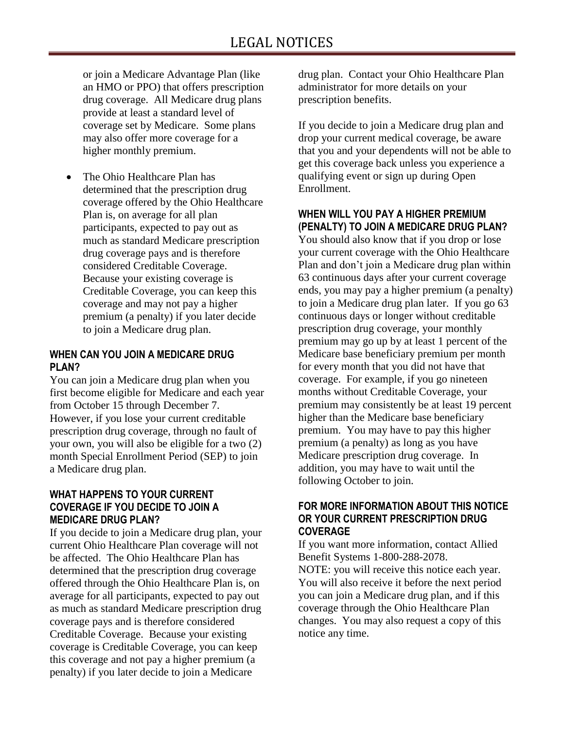or join a Medicare Advantage Plan (like an HMO or PPO) that offers prescription drug coverage. All Medicare drug plans provide at least a standard level of coverage set by Medicare. Some plans may also offer more coverage for a higher monthly premium.

- The Ohio Healthcare Plan has determined that the prescription drug coverage offered by the Ohio Healthcare Plan is, on average for all plan participants, expected to pay out as much as standard Medicare prescription drug coverage pays and is therefore considered Creditable Coverage. Because your existing coverage is Creditable Coverage, you can keep this coverage and may not pay a higher premium (a penalty) if you later decide to join a Medicare drug plan.

### WHEN CAN YOU JOIN A MEDICARE DRUG PLAN?

You can join a Medicare drug plan when you first become eligible for Medicare and each year from October 15 through December 7. However, if you lose your current creditable prescription drug coverage, through no fault of your own, you will also be eligible for a two (2) month Special Enrollment Period (SEP) to join a Medicare drug plan.

### WHAT HAPPENS TO YOUR CURRENT COVERAGE IF YOU DECIDE TO JOIN A MEDICARE DRUG PLAN?

If you decide to join a Medicare drug plan, your current Ohio Healthcare Plan coverage will not be affected. The Ohio Healthcare Plan has determined that the prescription drug coverage offered through the Ohio Healthcare Plan is, on average for all participants, expected to pay out as much as standard Medicare prescription drug coverage pays and is therefore considered Creditable Coverage. Because your existing coverage is Creditable Coverage, you can keep this coverage and not pay a higher premium (a penalty) if you later decide to join a Medicare drug plan. Contact your Ohio Healthcare Plan administrator for more details on your prescription benefits.

If you decide to join a Medicare drug plan and drop your current medical coverage, be aware that you and your dependents will not be able to get this coverage back unless you experience a qualifying event or sign up during Open Enrollment.

### WHEN WILL YOU PAY A HIGHER PREMIUM (PENALTY) TO JOIN A MEDICARE DRUG PLAN?

You should also know that if you drop or lose your current coverage with the Ohio Healthcare Plan and don't join a Medicare drug plan within 63 continuous days after your current coverage ends, you may pay a higher premium (a penalty) to join a Medicare drug plan later. If you go 63 continuous days or longer without creditable prescription drug coverage, your monthly premium may go up by at least 1 percent of the Medicare base beneficiary premium per month for every month that you did not have that coverage. For example, if you go nineteen months without Creditable Coverage, your premium may consistently be at least 19 percent higher than the Medicare base beneficiary premium. You may have to pay this higher premium (a penalty) as long as you have Medicare prescription drug coverage. In addition, you may have to wait until the following October to join.

### FOR MORE INFORMATION ABOUT THIS NOTICE OR YOUR CURRENT PRESCRIPTION DRUG COVERAGE

If you want more information, contact Allied Benefit Systems 1-800-288-2078.
NOTE: you will receive this notice each year. You will also receive it before the next period you can join a Medicare drug plan, and if this coverage through the Ohio Healthcare Plan changes. You may also request a copy of this notice any time.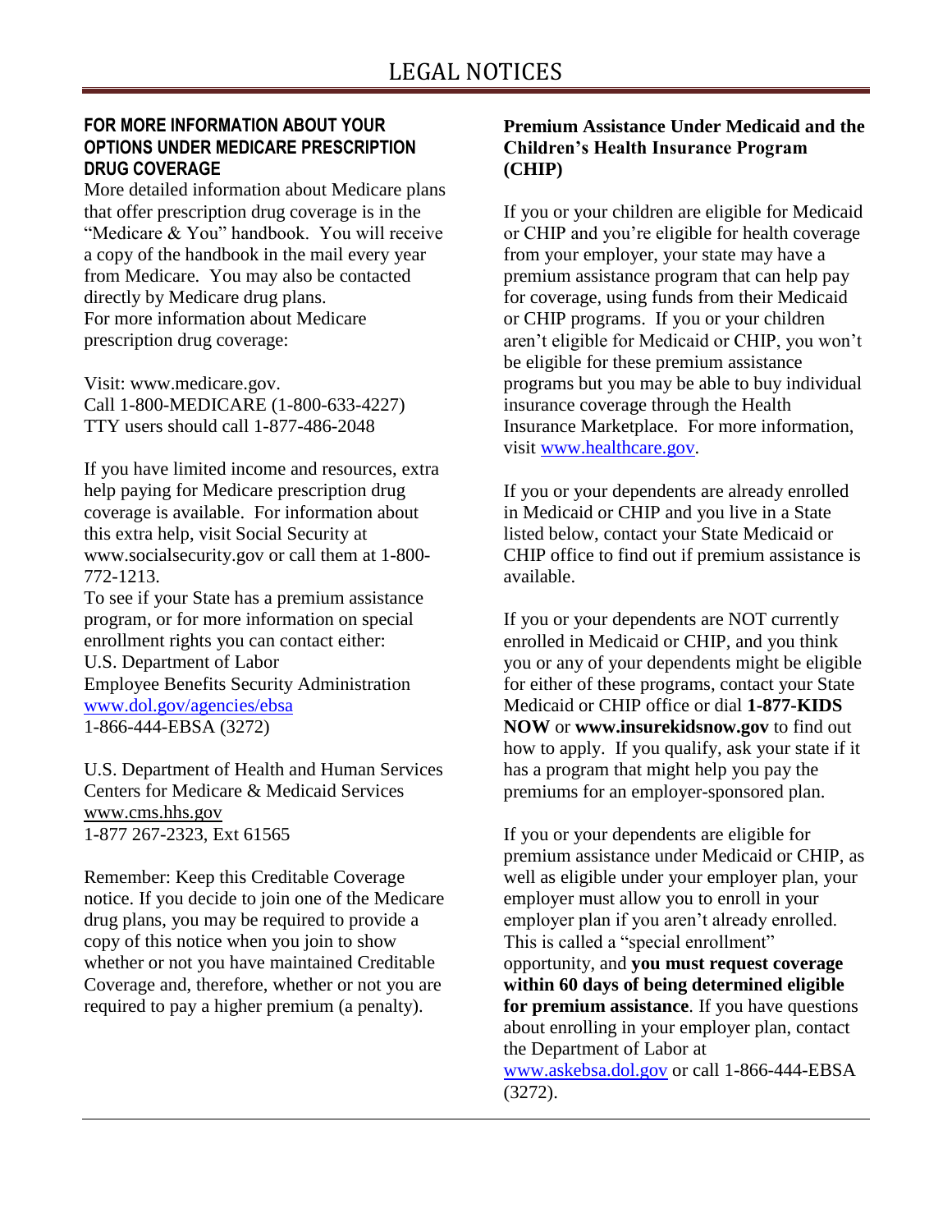# LEGAL NOTICES

### FOR MORE INFORMATION ABOUT YOUR OPTIONS UNDER MEDICARE PRESCRIPTION DRUG COVERAGE

More detailed information about Medicare plans that offer prescription drug coverage is in the "Medicare & You" handbook. You will receive a copy of the handbook in the mail every year from Medicare. You may also be contacted directly by Medicare drug plans.

For more information about Medicare prescription drug coverage:

Visit: www.medicare.gov.
Call 1-800-MEDICARE (1-800-633-4227)
TTY users should call 1-877-486-2048

If you have limited income and resources, extra help paying for Medicare prescription drug coverage is available. For information about this extra help, visit Social Security at www.socialsecurity.gov or call them at 1-800-772-1213.

To see if your State has a premium assistance program, or for more information on special enrollment rights you can contact either:

U.S. Department of Labor
Employee Benefits Security Administration
www.dol.gov/agencies/ebsa
1-866-444-EBSA (3272)

U.S. Department of Health and Human Services
Centers for Medicare & Medicaid Services
www.cms.hhs.gov
1-877 267-2323, Ext 61565

Remember: Keep this Creditable Coverage notice. If you decide to join one of the Medicare drug plans, you may be required to provide a copy of this notice when you join to show whether or not you have maintained Creditable Coverage and, therefore, whether or not you are required to pay a higher premium (a penalty).

### Premium Assistance Under Medicaid and the Children's Health Insurance Program (CHIP)

If you or your children are eligible for Medicaid or CHIP and you're eligible for health coverage from your employer, your state may have a premium assistance program that can help pay for coverage, using funds from their Medicaid or CHIP programs. If you or your children aren't eligible for Medicaid or CHIP, you won't be eligible for these premium assistance programs but you may be able to buy individual insurance coverage through the Health Insurance Marketplace. For more information, visit www.healthcare.gov.

If you or your dependents are already enrolled in Medicaid or CHIP and you live in a State listed below, contact your State Medicaid or CHIP office to find out if premium assistance is available.

If you or your dependents are NOT currently enrolled in Medicaid or CHIP, and you think you or any of your dependents might be eligible for either of these programs, contact your State Medicaid or CHIP office or dial **1-877-KIDS NOW** or **www.insurekidsnow.gov** to find out how to apply. If you qualify, ask your state if it has a program that might help you pay the premiums for an employer-sponsored plan.

If you or your dependents are eligible for premium assistance under Medicaid or CHIP, as well as eligible under your employer plan, your employer must allow you to enroll in your employer plan if you aren't already enrolled. This is called a "special enrollment" opportunity, and **you must request coverage within 60 days of being determined eligible for premium assistance**. If you have questions about enrolling in your employer plan, contact the Department of Labor at www.askebsa.dol.gov or call 1-866-444-EBSA (3272).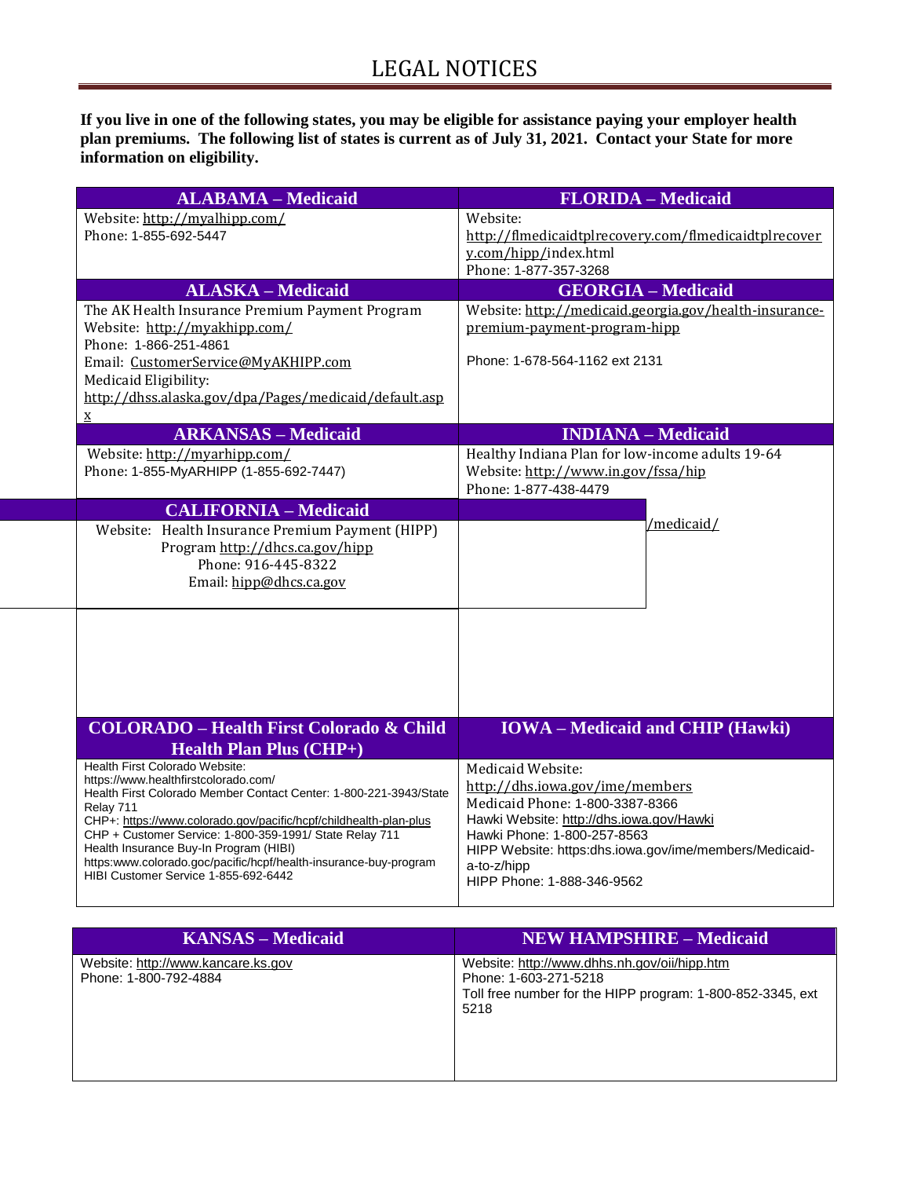# LEGAL NOTICES

**If you live in one of the following states, you may be eligible for assistance paying your employer health plan premiums. The following list of states is current as of July 31, 2021. Contact your State for more information on eligibility.**

| ALABAMA – Medicaid | FLORIDA – Medicaid |
|---|---|
| Website: http://myalhipp.com/<br>Phone: 1-855-692-5447 | Website: http://flmedicaidtplrecovery.com/flmedicaidtplrecovery.com/hipp/index.html<br>Phone: 1-877-357-3268 |
| **ALASKA – Medicaid** | **GEORGIA – Medicaid** |
| The AK Health Insurance Premium Payment Program<br>Website: http://myakhipp.com/<br>Phone: 1-866-251-4861<br>Email: CustomerService@MyAKHIPP.com<br>Medicaid Eligibility: http://dhss.alaska.gov/dpa/Pages/medicaid/default.aspx | Website: http://medicaid.georgia.gov/health-insurance-premium-payment-program-hipp<br>Phone: 1-678-564-1162 ext 2131 |
| **ARKANSAS – Medicaid** | **INDIANA – Medicaid** |
| Website: http://myarhipp.com/<br>Phone: 1-855-MyARHIPP (1-855-692-7447) | Healthy Indiana Plan for low-income adults 19-64<br>Website: http://www.in.gov/fssa/hip<br>Phone: 1-877-438-4479 |
| **CALIFORNIA – Medicaid** | |
| Website: Health Insurance Premium Payment (HIPP) Program http://dhcs.ca.gov/hipp<br>Phone: 916-445-8322<br>Email: hipp@dhcs.ca.gov | /medicaid/ |
| **COLORADO – Health First Colorado & Child Health Plan Plus (CHP+)** | **IOWA – Medicaid and CHIP (Hawki)** |
| Health First Colorado Website: https://www.healthfirstcolorado.com/<br>Health First Colorado Member Contact Center: 1-800-221-3943/State Relay 711<br>CHP+: https://www.colorado.gov/pacific/hcpf/childhealth-plan-plus<br>CHP + Customer Service: 1-800-359-1991/ State Relay 711<br>Health Insurance Buy-In Program (HIBI)<br>https:www.colorado.goc/pacific/hcpf/health-insurance-buy-program<br>HIBI Customer Service 1-855-692-6442 | Medicaid Website: http://dhs.iowa.gov/ime/members<br>Medicaid Phone: 1-800-3387-8366<br>Hawki Website: http://dhs.iowa.gov/Hawki<br>Hawki Phone: 1-800-257-8563<br>HIPP Website: https:dhs.iowa.gov/ime/members/Medicaid-a-to-z/hipp<br>HIPP Phone: 1-888-346-9562 |

| KANSAS – Medicaid | NEW HAMPSHIRE – Medicaid |
|---|---|
| Website: http://www.kancare.ks.gov<br>Phone: 1-800-792-4884 | Website: http://www.dhhs.nh.gov/oii/hipp.htm<br>Phone: 1-603-271-5218<br>Toll free number for the HIPP program: 1-800-852-3345, ext 5218 |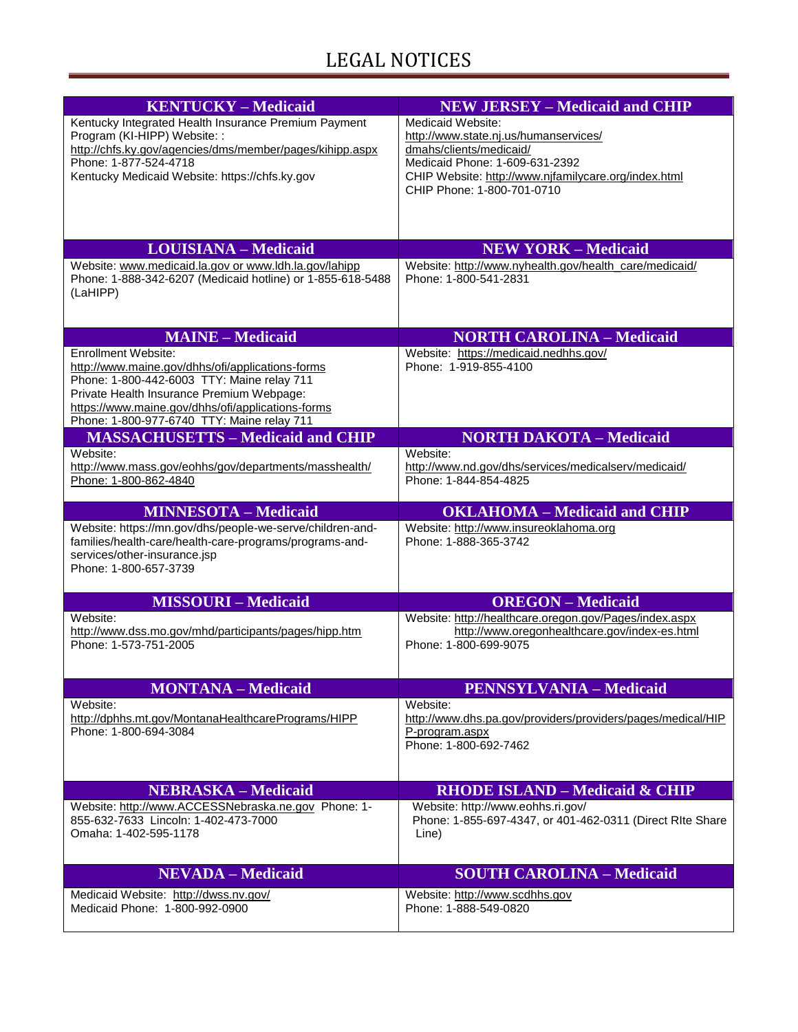# LEGAL NOTICES

| KENTUCKY – Medicaid | NEW JERSEY – Medicaid and CHIP |
|---|---|
| Kentucky Integrated Health Insurance Premium Payment Program (KI-HIPP) Website: : http://chfs.ky.gov/agencies/dms/member/pages/kihipp.aspx<br>Phone: 1-877-524-4718<br>Kentucky Medicaid Website: https://chfs.ky.gov | Medicaid Website: http://www.state.nj.us/humanservices/dmahs/clients/medicaid/<br>Medicaid Phone: 1-609-631-2392<br>CHIP Website: http://www.njfamilycare.org/index.html<br>CHIP Phone: 1-800-701-0710 |
| **LOUISIANA – Medicaid** | **NEW YORK – Medicaid** |
| Website: www.medicaid.la.gov or www.ldh.la.gov/lahipp<br>Phone: 1-888-342-6207 (Medicaid hotline) or 1-855-618-5488 (LaHIPP) | Website: http://www.nyhealth.gov/health_care/medicaid/<br>Phone: 1-800-541-2831 |
| **MAINE – Medicaid** | **NORTH CAROLINA – Medicaid** |
| Enrollment Website: http://www.maine.gov/dhhs/ofi/applications-forms<br>Phone: 1-800-442-6003 TTY: Maine relay 711<br>Private Health Insurance Premium Webpage: https://www.maine.gov/dhhs/ofi/applications-forms<br>Phone: 1-800-977-6740 TTY: Maine relay 711 | Website: https://medicaid.nedhhs.gov/<br>Phone: 1-919-855-4100 |
| **MASSACHUSETTS – Medicaid and CHIP** | **NORTH DAKOTA – Medicaid** |
| Website: http://www.mass.gov/eohhs/gov/departments/masshealth/<br>Phone: 1-800-862-4840 | Website: http://www.nd.gov/dhs/services/medicalserv/medicaid/<br>Phone: 1-844-854-4825 |
| **MINNESOTA – Medicaid** | **OKLAHOMA – Medicaid and CHIP** |
| Website: https://mn.gov/dhs/people-we-serve/children-and-families/health-care/health-care-programs/programs-and-services/other-insurance.jsp<br>Phone: 1-800-657-3739 | Website: http://www.insureoklahoma.org<br>Phone: 1-888-365-3742 |
| **MISSOURI – Medicaid** | **OREGON – Medicaid** |
| Website: http://www.dss.mo.gov/mhd/participants/pages/hipp.htm<br>Phone: 1-573-751-2005 | Website: http://healthcare.oregon.gov/Pages/index.aspx<br>http://www.oregonhealthcare.gov/index-es.html<br>Phone: 1-800-699-9075 |
| **MONTANA – Medicaid** | **PENNSYLVANIA – Medicaid** |
| Website: http://dphhs.mt.gov/MontanaHealthcarePrograms/HIPP<br>Phone: 1-800-694-3084 | Website: http://www.dhs.pa.gov/providers/providers/pages/medical/HIPP-program.aspx<br>Phone: 1-800-692-7462 |
| **NEBRASKA – Medicaid** | **RHODE ISLAND – Medicaid & CHIP** |
| Website: http://www.ACCESSNebraska.ne.gov Phone: 1-855-632-7633 Lincoln: 1-402-473-7000<br>Omaha: 1-402-595-1178 | Website: http://www.eohhs.ri.gov/<br>Phone: 1-855-697-4347, or 401-462-0311 (Direct RIte Share Line) |
| **NEVADA – Medicaid** | **SOUTH CAROLINA – Medicaid** |
| Medicaid Website: http://dwss.nv.gov/<br>Medicaid Phone: 1-800-992-0900 | Website: http://www.scdhhs.gov<br>Phone: 1-888-549-0820 |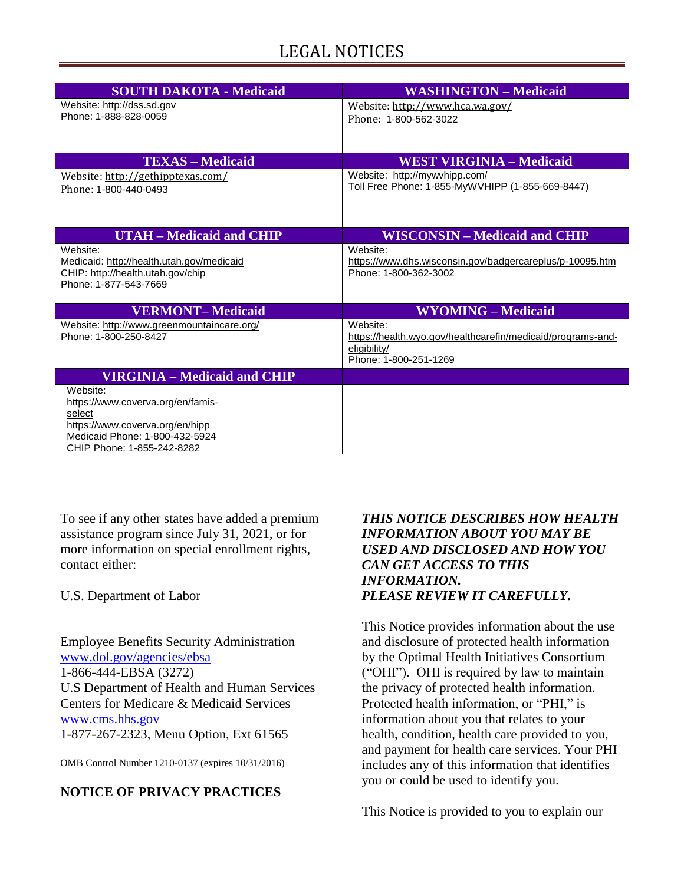| SOUTH DAKOTA - Medicaid | WASHINGTON – Medicaid |
| --- | --- |
| Website: http://dss.sd.gov<br>Phone: 1-888-828-0059 | Website: http://www.hca.wa.gov/<br>Phone: 1-800-562-3022 |
| **TEXAS – Medicaid** | **WEST VIRGINIA – Medicaid** |
| Website: http://gethipptexas.com/<br>Phone: 1-800-440-0493 | Website: http://mywvhipp.com/<br>Toll Free Phone: 1-855-MyWVHIPP (1-855-669-8447) |
| **UTAH – Medicaid and CHIP** | **WISCONSIN – Medicaid and CHIP** |
| Website:<br>Medicaid: http://health.utah.gov/medicaid<br>CHIP: http://health.utah.gov/chip<br>Phone: 1-877-543-7669 | Website:<br>https://www.dhs.wisconsin.gov/badgercareplus/p-10095.htm<br>Phone: 1-800-362-3002 |
| **VERMONT– Medicaid** | **WYOMING – Medicaid** |
| Website: http://www.greenmountaincare.org/<br>Phone: 1-800-250-8427 | Website:<br>https://health.wyo.gov/healthcarefin/medicaid/programs-and-eligibility/<br>Phone: 1-800-251-1269 |
| **VIRGINIA – Medicaid and CHIP** | |
| Website:<br>https://www.coverva.org/en/famis-select<br>https://www.coverva.org/en/hipp<br>Medicaid Phone: 1-800-432-5924<br>CHIP Phone: 1-855-242-8282 | |

To see if any other states have added a premium assistance program since July 31, 2021, or for more information on special enrollment rights, contact either:

U.S. Department of Labor

Employee Benefits Security Administration
www.dol.gov/agencies/ebsa
1-866-444-EBSA (3272)
U.S Department of Health and Human Services
Centers for Medicare & Medicaid Services
www.cms.hhs.gov
1-877-267-2323, Menu Option, Ext 61565

OMB Control Number 1210-0137 (expires 10/31/2016)

## NOTICE OF PRIVACY PRACTICES

***THIS NOTICE DESCRIBES HOW HEALTH INFORMATION ABOUT YOU MAY BE USED AND DISCLOSED AND HOW YOU CAN GET ACCESS TO THIS INFORMATION.***
***PLEASE REVIEW IT CAREFULLY.***

This Notice provides information about the use and disclosure of protected health information by the Optimal Health Initiatives Consortium ("OHI"). OHI is required by law to maintain the privacy of protected health information. Protected health information, or "PHI," is information about you that relates to your health, condition, health care provided to you, and payment for health care services. Your PHI includes any of this information that identifies you or could be used to identify you.

This Notice is provided to you to explain our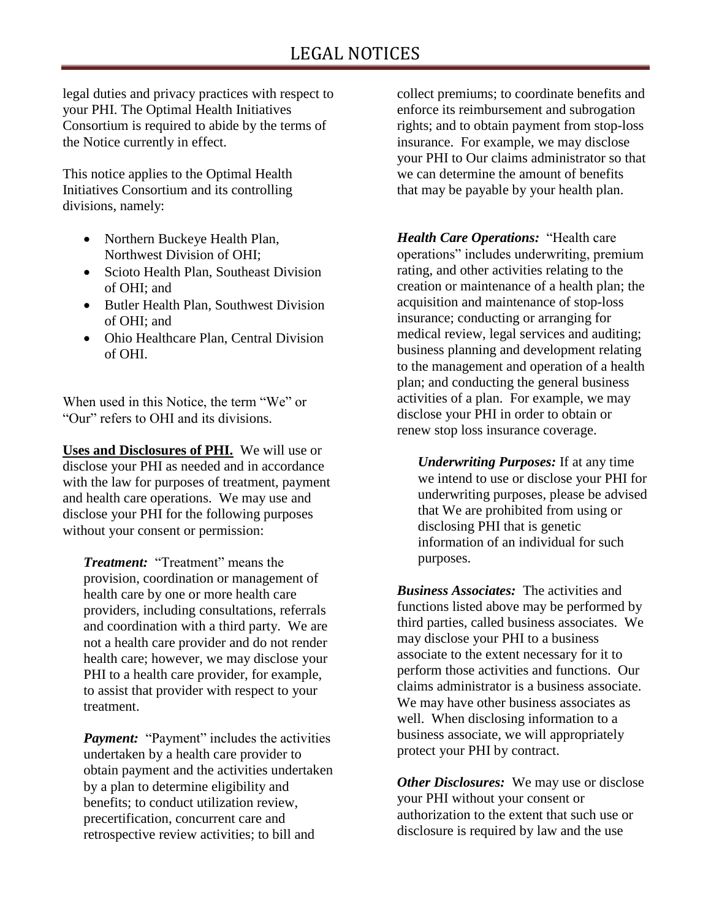legal duties and privacy practices with respect to your PHI. The Optimal Health Initiatives Consortium is required to abide by the terms of the Notice currently in effect.

This notice applies to the Optimal Health Initiatives Consortium and its controlling divisions, namely:

- Northern Buckeye Health Plan, Northwest Division of OHI;
- Scioto Health Plan, Southeast Division of OHI; and
- Butler Health Plan, Southwest Division of OHI; and
- Ohio Healthcare Plan, Central Division of OHI.

When used in this Notice, the term "We" or "Our" refers to OHI and its divisions.

**Uses and Disclosures of PHI.** We will use or disclose your PHI as needed and in accordance with the law for purposes of treatment, payment and health care operations. We may use and disclose your PHI for the following purposes without your consent or permission:

> ***Treatment:*** "Treatment" means the provision, coordination or management of health care by one or more health care providers, including consultations, referrals and coordination with a third party. We are not a health care provider and do not render health care; however, we may disclose your PHI to a health care provider, for example, to assist that provider with respect to your treatment.
>
> ***Payment:*** "Payment" includes the activities undertaken by a health care provider to obtain payment and the activities undertaken by a plan to determine eligibility and benefits; to conduct utilization review, precertification, concurrent care and retrospective review activities; to bill and collect premiums; to coordinate benefits and enforce its reimbursement and subrogation rights; and to obtain payment from stop-loss insurance. For example, we may disclose your PHI to Our claims administrator so that we can determine the amount of benefits that may be payable by your health plan.

***Health Care Operations:*** "Health care operations" includes underwriting, premium rating, and other activities relating to the creation or maintenance of a health plan; the acquisition and maintenance of stop-loss insurance; conducting or arranging for medical review, legal services and auditing; business planning and development relating to the management and operation of a health plan; and conducting the general business activities of a plan. For example, we may disclose your PHI in order to obtain or renew stop loss insurance coverage.

> ***Underwriting Purposes:*** If at any time we intend to use or disclose your PHI for underwriting purposes, please be advised that We are prohibited from using or disclosing PHI that is genetic information of an individual for such purposes.

***Business Associates:*** The activities and functions listed above may be performed by third parties, called business associates. We may disclose your PHI to a business associate to the extent necessary for it to perform those activities and functions. Our claims administrator is a business associate. We may have other business associates as well. When disclosing information to a business associate, we will appropriately protect your PHI by contract.

***Other Disclosures:*** We may use or disclose your PHI without your consent or authorization to the extent that such use or disclosure is required by law and the use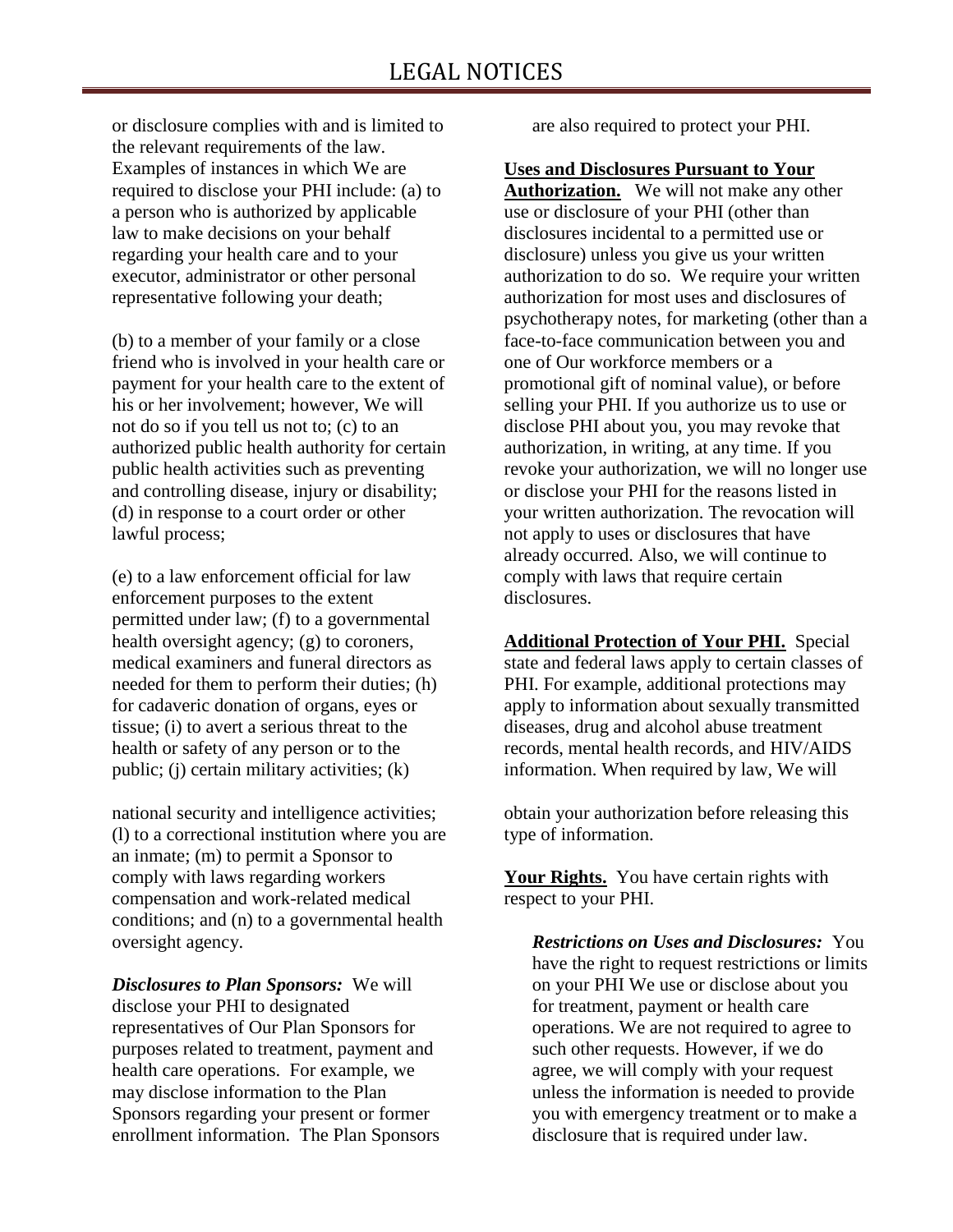or disclosure complies with and is limited to the relevant requirements of the law. Examples of instances in which We are required to disclose your PHI include: (a) to a person who is authorized by applicable law to make decisions on your behalf regarding your health care and to your executor, administrator or other personal representative following your death;

(b) to a member of your family or a close friend who is involved in your health care or payment for your health care to the extent of his or her involvement; however, We will not do so if you tell us not to; (c) to an authorized public health authority for certain public health activities such as preventing and controlling disease, injury or disability; (d) in response to a court order or other lawful process;

(e) to a law enforcement official for law enforcement purposes to the extent permitted under law; (f) to a governmental health oversight agency; (g) to coroners, medical examiners and funeral directors as needed for them to perform their duties; (h) for cadaveric donation of organs, eyes or tissue; (i) to avert a serious threat to the health or safety of any person or to the public; (j) certain military activities; (k) national security and intelligence activities; (l) to a correctional institution where you are an inmate; (m) to permit a Sponsor to comply with laws regarding workers compensation and work-related medical conditions; and (n) to a governmental health oversight agency.

***Disclosures to Plan Sponsors:*** We will disclose your PHI to designated representatives of Our Plan Sponsors for purposes related to treatment, payment and health care operations. For example, we may disclose information to the Plan Sponsors regarding your present or former enrollment information. The Plan Sponsors are also required to protect your PHI.

**Uses and Disclosures Pursuant to Your Authorization.** We will not make any other use or disclosure of your PHI (other than disclosures incidental to a permitted use or disclosure) unless you give us your written authorization to do so. We require your written authorization for most uses and disclosures of psychotherapy notes, for marketing (other than a face-to-face communication between you and one of Our workforce members or a promotional gift of nominal value), or before selling your PHI. If you authorize us to use or disclose PHI about you, you may revoke that authorization, in writing, at any time. If you revoke your authorization, we will no longer use or disclose your PHI for the reasons listed in your written authorization. The revocation will not apply to uses or disclosures that have already occurred. Also, we will continue to comply with laws that require certain disclosures.

**Additional Protection of Your PHI.** Special state and federal laws apply to certain classes of PHI. For example, additional protections may apply to information about sexually transmitted diseases, drug and alcohol abuse treatment records, mental health records, and HIV/AIDS information. When required by law, We will obtain your authorization before releasing this type of information.

**Your Rights.** You have certain rights with respect to your PHI.

***Restrictions on Uses and Disclosures:*** You have the right to request restrictions or limits on your PHI We use or disclose about you for treatment, payment or health care operations. We are not required to agree to such other requests. However, if we do agree, we will comply with your request unless the information is needed to provide you with emergency treatment or to make a disclosure that is required under law.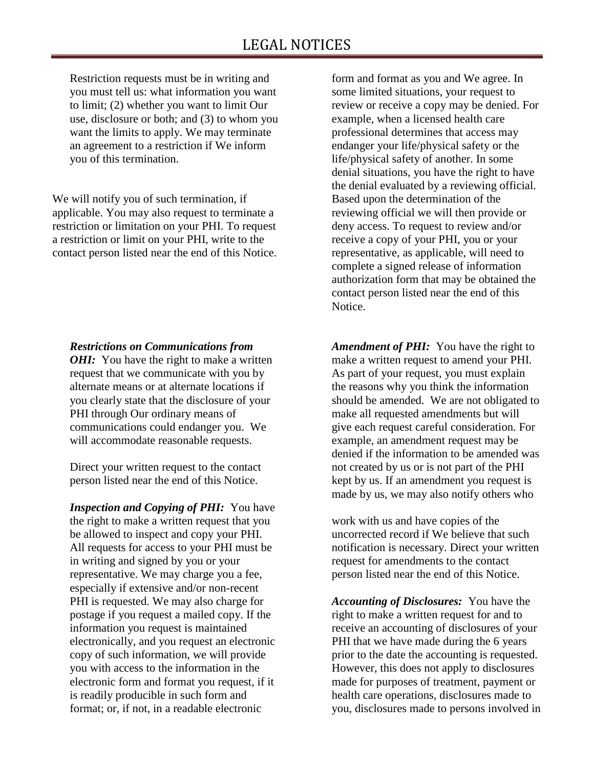Restriction requests must be in writing and you must tell us: what information you want to limit; (2) whether you want to limit Our use, disclosure or both; and (3) to whom you want the limits to apply. We may terminate an agreement to a restriction if We inform you of this termination.

We will notify you of such termination, if applicable. You may also request to terminate a restriction or limitation on your PHI. To request a restriction or limit on your PHI, write to the contact person listed near the end of this Notice.

***Restrictions on Communications from OHI:*** You have the right to make a written request that we communicate with you by alternate means or at alternate locations if you clearly state that the disclosure of your PHI through Our ordinary means of communications could endanger you. We will accommodate reasonable requests.

Direct your written request to the contact person listed near the end of this Notice.

***Inspection and Copying of PHI:*** You have the right to make a written request that you be allowed to inspect and copy your PHI. All requests for access to your PHI must be in writing and signed by you or your representative. We may charge you a fee, especially if extensive and/or non-recent PHI is requested. We may also charge for postage if you request a mailed copy. If the information you request is maintained electronically, and you request an electronic copy of such information, we will provide you with access to the information in the electronic form and format you request, if it is readily producible in such form and format; or, if not, in a readable electronic form and format as you and We agree. In some limited situations, your request to review or receive a copy may be denied. For example, when a licensed health care professional determines that access may endanger your life/physical safety or the life/physical safety of another. In some denial situations, you have the right to have the denial evaluated by a reviewing official. Based upon the determination of the reviewing official we will then provide or deny access. To request to review and/or receive a copy of your PHI, you or your representative, as applicable, will need to complete a signed release of information authorization form that may be obtained the contact person listed near the end of this Notice.

***Amendment of PHI:*** You have the right to make a written request to amend your PHI. As part of your request, you must explain the reasons why you think the information should be amended. We are not obligated to make all requested amendments but will give each request careful consideration. For example, an amendment request may be denied if the information to be amended was not created by us or is not part of the PHI kept by us. If an amendment you request is made by us, we may also notify others who work with us and have copies of the uncorrected record if We believe that such notification is necessary. Direct your written request for amendments to the contact person listed near the end of this Notice.

***Accounting of Disclosures:*** You have the right to make a written request for and to receive an accounting of disclosures of your PHI that we have made during the 6 years prior to the date the accounting is requested. However, this does not apply to disclosures made for purposes of treatment, payment or health care operations, disclosures made to you, disclosures made to persons involved in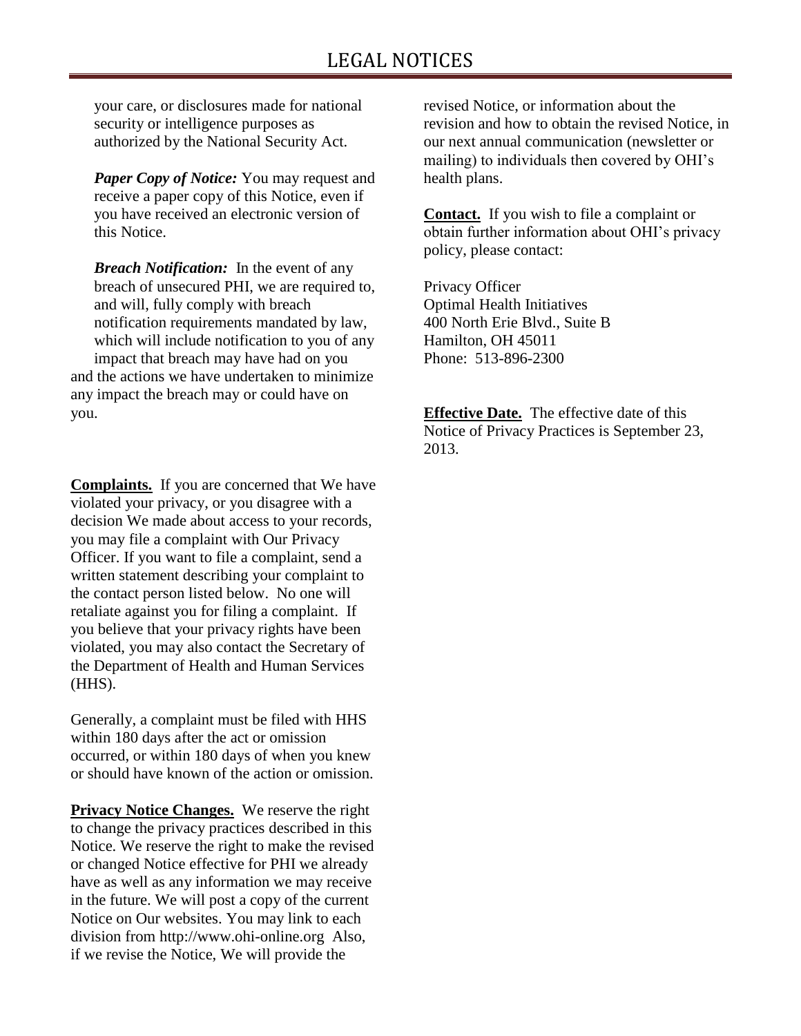your care, or disclosures made for national security or intelligence purposes as authorized by the National Security Act.

***Paper Copy of Notice:*** You may request and receive a paper copy of this Notice, even if you have received an electronic version of this Notice.

***Breach Notification:*** In the event of any breach of unsecured PHI, we are required to, and will, fully comply with breach notification requirements mandated by law, which will include notification to you of any impact that breach may have had on you and the actions we have undertaken to minimize any impact the breach may or could have on you.

**Complaints.** If you are concerned that We have violated your privacy, or you disagree with a decision We made about access to your records, you may file a complaint with Our Privacy Officer. If you want to file a complaint, send a written statement describing your complaint to the contact person listed below. No one will retaliate against you for filing a complaint. If you believe that your privacy rights have been violated, you may also contact the Secretary of the Department of Health and Human Services (HHS).

Generally, a complaint must be filed with HHS within 180 days after the act or omission occurred, or within 180 days of when you knew or should have known of the action or omission.

**Privacy Notice Changes.** We reserve the right to change the privacy practices described in this Notice. We reserve the right to make the revised or changed Notice effective for PHI we already have as well as any information we may receive in the future. We will post a copy of the current Notice on Our websites. You may link to each division from http://www.ohi-online.org Also, if we revise the Notice, We will provide the revised Notice, or information about the revision and how to obtain the revised Notice, in our next annual communication (newsletter or mailing) to individuals then covered by OHI's health plans.

**Contact.** If you wish to file a complaint or obtain further information about OHI's privacy policy, please contact:

Privacy Officer
Optimal Health Initiatives
400 North Erie Blvd., Suite B
Hamilton, OH 45011
Phone: 513-896-2300

**Effective Date.** The effective date of this Notice of Privacy Practices is September 23, 2013.